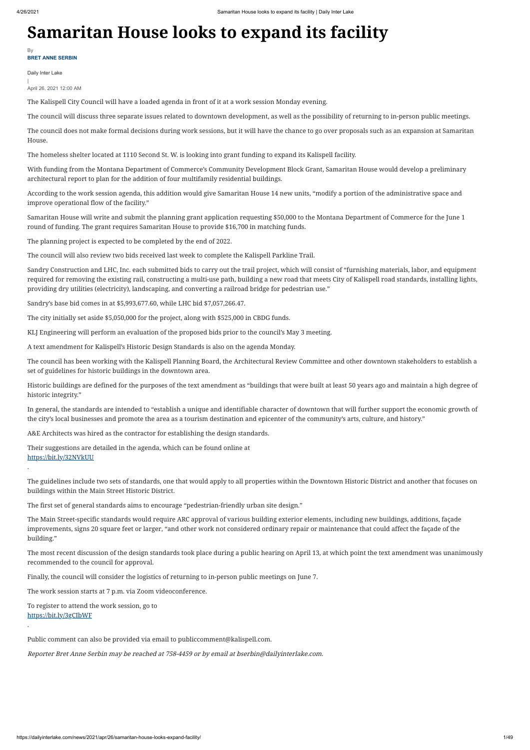# Samaritan House looks to expand its facility

By

**BRET ANNE SERBIN**

Daily Inter Lake

|

April 26, 2021 12:00 AM

The Kalispell City Council will have a loaded agenda in front of it at a work session Monday evening.

The council will discuss three separate issues related to downtown development, as well as the possibility of returning to in-person public meetings.

The council does not make formal decisions during work sessions, but it will have the chance to go over proposals such as an expansion at Samaritan House.

The homeless shelter located at 1110 Second St. W. is looking into grant funding to expand its Kalispell facility.

With funding from the Montana Department of Commerce's Community Development Block Grant, Samaritan House would develop a preliminary architectural report to plan for the addition of four multifamily residential buildings.

According to the work session agenda, this addition would give Samaritan House 14 new units, "modify a portion of the administrative space and improve operational flow of the facility."

Samaritan House will write and submit the planning grant application requesting $50,000 to the Montana Department of Commerce for the June 1 round of funding. The grant requires Samaritan House to provide $16,700 in matching funds.

The planning project is expected to be completed by the end of 2022.

The council will also review two bids received last week to complete the Kalispell Parkline Trail.

Sandry Construction and LHC, Inc. each submitted bids to carry out the trail project, which will consist of "furnishing materials, labor, and equipment required for removing the existing rail, constructing a multi-use path, building a new road that meets City of Kalispell road standards, installing lights, providing dry utilities (electricity), landscaping, and converting a railroad bridge for pedestrian use."

Sandry's base bid comes in at $5,993,677.60, while LHC bid $7,057,266.47.

The city initially set aside $5,050,000 for the project, along with $525,000 in CBDG funds.

KLJ Engineering will perform an evaluation of the proposed bids prior to the council's May 3 meeting.

A text amendment for Kalispell's Historic Design Standards is also on the agenda Monday.

The council has been working with the Kalispell Planning Board, the Architectural Review Committee and other downtown stakeholders to establish a set of guidelines for historic buildings in the downtown area.

Historic buildings are defined for the purposes of the text amendment as "buildings that were built at least 50 years ago and maintain a high degree of historic integrity."

In general, the standards are intended to "establish a unique and identifiable character of downtown that will further support the economic growth of the city's local businesses and promote the area as a tourism destination and epicenter of the community's arts, culture, and history."

A&E Architects was hired as the contractor for establishing the design standards.

Their suggestions are detailed in the agenda, which can be found online at
https://bit.ly/32NVkUU
.

The guidelines include two sets of standards, one that would apply to all properties within the Downtown Historic District and another that focuses on buildings within the Main Street Historic District.

The first set of general standards aims to encourage "pedestrian-friendly urban site design."

The Main Street-specific standards would require ARC approval of various building exterior elements, including new buildings, additions, façade improvements, signs 20 square feet or larger, "and other work not considered ordinary repair or maintenance that could affect the façade of the building."

The most recent discussion of the design standards took place during a public hearing on April 13, at which point the text amendment was unanimously recommended to the council for approval.

Finally, the council will consider the logistics of returning to in-person public meetings on June 7.

The work session starts at 7 p.m. via Zoom videoconference.

To register to attend the work session, go to
https://bit.ly/3gCIbWF
.

Public comment can also be provided via email to publiccomment@kalispell.com.

*Reporter Bret Anne Serbin may be reached at 758-4459 or by email at bserbin@dailyinterlake.com.*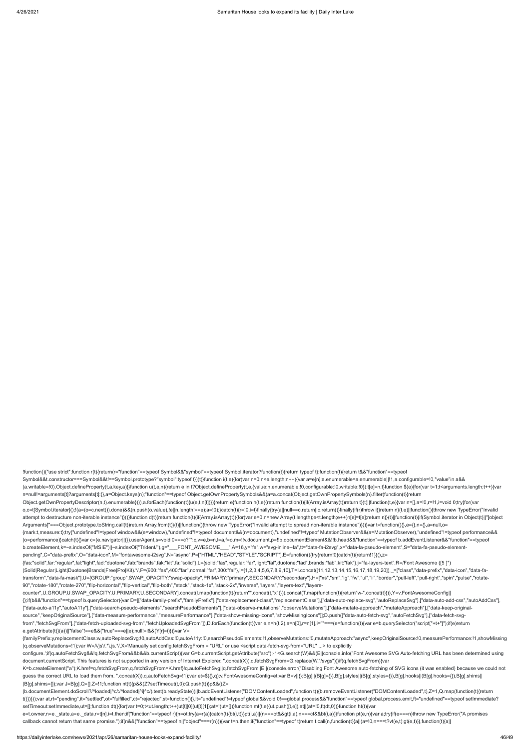```
!function(){"use strict";function r(t){return(r="function"==typeof Symbol&&"symbol"==typeof Symbol.iterator?function(t){return typeof t}:function(t){return t&&"function"==typeof Symbol&&t.constructor===Symbol&&t!==Symbol.prototype?"symbol":typeof t})(t)}function i(t,e){for(var n=0;n<e.length;n++){var a=e[n];a.enumerable=a.enumerable||!1,a.configurable=!0,"value"in a&&(a.writable=!0),Object.defineProperty(t,a.key,a)}}function u(t,e,n){return e in t?Object.defineProperty(t,e,{value:n,enumerable:!0,configurable:!0,writable:!0}):t[e]=n,t}function $(e){for(var t=1;t<arguments.length;t++){var n=null!=arguments[t]?arguments[t]:{},a=Object.keys(n);"function"==typeof Object.getOwnPropertySymbols&&(a=a.concat(Object.getOwnPropertySymbols(n).filter(function(t){return Object.getOwnPropertyDescriptor(n,t).enumerable}))),a.forEach(function(t){u(e,t,n[t])})}return e}function h(t,e){return function(t){if(Array.isArray(t))return t}(t)||function(t,e){var n=[],a=!0,r=!1,i=void 0;try{for(var o,c=t[Symbol.iterator]();!(a=(o=c.next()).done)&&(n.push(o.value),!e||n.length!==e);a=!0);}catch(t){r=!0,i=t}finally{try{a||null==c.return||c.return()}finally{if(r)throw i}}return n}(t,e)||function(){throw new TypeError("Invalid attempt to destructure non-iterable instance")}()}function d(t){return function(t){if(Array.isArray(t)){for(var e=0,n=new Array(t.length);e<t.length;e++)n[e]=t[e];return n}}(t)||function(t){if(Symbol.iterator in Object(t)||"[object Arguments]"===Object.prototype.toString.call(t))return Array.from(t)}(t)||function(){throw new TypeError("Invalid attempt to spread non-iterable instance")}()}var t=function(){},e={},n={},a=null,o={mark:t,measure:t};try{"undefined"!=typeof window&&(e=window),"undefined"!=typeof document&&(n=document),"undefined"!=typeof MutationObserver&&(a=MutationObserver),"undefined"!=typeof performance&&(o=performance)}catch(t){}var c=(e.navigator||{}).userAgent,s=void 0===c?"":c,v=e,b=n,l=a,f=o,m=!!v.document,p=!!b.documentElement&&!!b.head&&"function"==typeof b.addEventListener&&"function"==typeof b.createElement,k=~s.indexOf("MSIE")||~s.indexOf("Trident/"),g="___FONT_AWESOME___",A=16,y="fa",w="svg-inline--fa",tt="data-fa-i2svg",x="data-fa-pseudo-element",S="data-fa-pseudo-element-pending",C="data-prefix",O="data-icon",M="fontawesome-i2svg",N="async",P=["HTML","HEAD","STYLE","SCRIPT"],E=function(){try{return!0}catch(t){return!1}}(),z={fas:"solid",far:"regular",fal:"light",fad:"duotone",fab:"brands",fak:"kit",fa:"solid"},L={solid:"fas",regular:"far",light:"fal",duotone:"fad",brands:"fab",kit:"fak"},j="fa-layers-text",R=/Font Awesome ([5 ]*)(Solid|Regular|Light|Duotone|Brands|Free|Pro|Kit).*/,F={900:"fas",400:"far",normal:"far",300:"fal"},I=[1,2,3,4,5,6,7,8,9,10],T=I.concat([11,12,13,14,15,16,17,18,19,20]),_=["class","data-prefix","data-icon","data-fa-transform","data-fa-mask"],U={GROUP:"group",SWAP_OPACITY:"swap-opacity",PRIMARY:"primary",SECONDARY:"secondary"},H=["xs","sm","lg","fw","ul","li","border","pull-left","pull-right","spin","pulse","rotate-90","rotate-180","rotate-270","flip-horizontal","flip-vertical","flip-both","stack","stack-1x","stack-2x","inverse","layers","layers-text","layers-counter",U.GROUP,U.SWAP_OPACITY,U.PRIMARY,U.SECONDARY].concat(I.map(function(t){return"".concat(t,"x")})).concat(T.map(function(t){return"w-".concat(t)})),Y=v.FontAwesomeConfig||{};if(b&&"function"==typeof b.querySelector){var D=[["data-family-prefix","familyPrefix"],["data-replacement-class","replacementClass"],["data-auto-replace-svg","autoReplaceSvg"],["data-auto-add-css","autoAddCss"],["data-auto-a11y","autoA11y"],["data-search-pseudo-elements","searchPseudoElements"],["data-observe-mutations","observeMutations"],["data-mutate-approach","mutateApproach"],["data-keep-original-source","keepOriginalSource"],["data-measure-performance","measurePerformance"],["data-show-missing-icons","showMissingIcons"]];D.push(["data-auto-fetch-svg","autoFetchSvg"],["data-fetch-svg-from","fetchSvgFrom"],["data-fetch-uploaded-svg-from","fetchUploadedSvgFrom"]),D.forEach(function(t){var e,n=h(t,2),a=n[0],r=n[1],i=""===(e=function(t){var e=b.querySelector("script["+t+"]");if(e)return e.getAttribute(t)}(a))||"false"!==e&&("true"===e||e);null!=i&&(Y[r]=i)})}var V={familyPrefix:y,replacementClass:w,autoReplaceSvg:!0,autoAddCss:!0,autoA11y:!0,searchPseudoElements:!1,observeMutations:!0,mutateApproach:"async",keepOriginalSource:!0,measurePerformance:!1,showMissing(q.observeMutations=!1);var W=/\/js\/.*\.js.*/,X='Manually set config.fetchSvgFrom = "URL" or use <script data-fetch-svg-from="URL" ...> to explicitly configure.';if(q.autoFetchSvg&&!q.fetchSvgFrom&&b&&b.currentScript){var G=b.currentScript.getAttribute("src");-1<G.search(W)&&(E||console.info("Font Awesome SVG Auto-fetching URL has been determined using document.currentScript. This features is not supported in any version of Internet Explorer. ".concat(X)),q.fetchSvgFrom=G.replace(W,"/svgs"))}if(q.fetchSvgFrom){var K=b.createElement("a");K.href=q.fetchSvgFrom,q.fetchSvgFrom=K.href}!q.autoFetchSvg||q.fetchSvgFrom||E||(console.error("Disabling Font Awesome auto-fetching of SVG icons (it was enabled) because we could not guess the correct URL to load them from. ".concat(X)),q.autoFetchSvg=!1);var et=$({},q);v.FontAwesomeConfig=et;var B=v||{};B[g]||(B[g]={}),B[g].styles||(B[g].styles={}),B[g].hooks||(B[g].hooks={}),B[g].shims||(B[g].shims=[]);var J=B[g],Q=[],Z=!1;function nt(t){p&&(Z?setTimeout(t,0):Q.push(t))}p&&((Z=(b.documentElement.doScroll?/^loaded|^c/:/^loaded|^i|^c/).test(b.readyState))||b.addEventListener("DOMContentLoaded",function t(){b.removeEventListener("DOMContentLoaded",t),Z=1,Q.map(function(t){return t()})}));var at,rt="pending",it="settled",ot="fulfilled",ct="rejected",st=function(){},lt="undefined"!=typeof global&&void 0!==global.process&&"function"==typeof global.process.emit,ft="undefined"==typeof setImmediate?setTimeout:setImmediate,ut=[];function dt(){for(var t=0;t<ut.length;t++)ut[t][0](ut[t][1]);at=!(ut=[])}function mt(t,e){ut.push([t,e]),at||(at=!0,ft(dt,0))}function ht(t){var e=t.owner,n=e._state,a=e._data,r=t[n],i=t.then;if("function"==typeof r){n=ot;try{a=r(a)}catch(t){bt(i,t)}}pt(i,a)||(n===ot&&gt(i,a),n===ct&&bt(i,a))}function pt(e,n){var a;try{if(e===n)throw new TypeError("A promises callback cannot return that same promise.");if(n&&("function"==typeof n||"object"===r(n))){var t=n.then;if("function"==typeof t)return t.call(n,function(t){a||(a=!0,n===t?vt(e,t):gt(e,t))},function(t){a||
```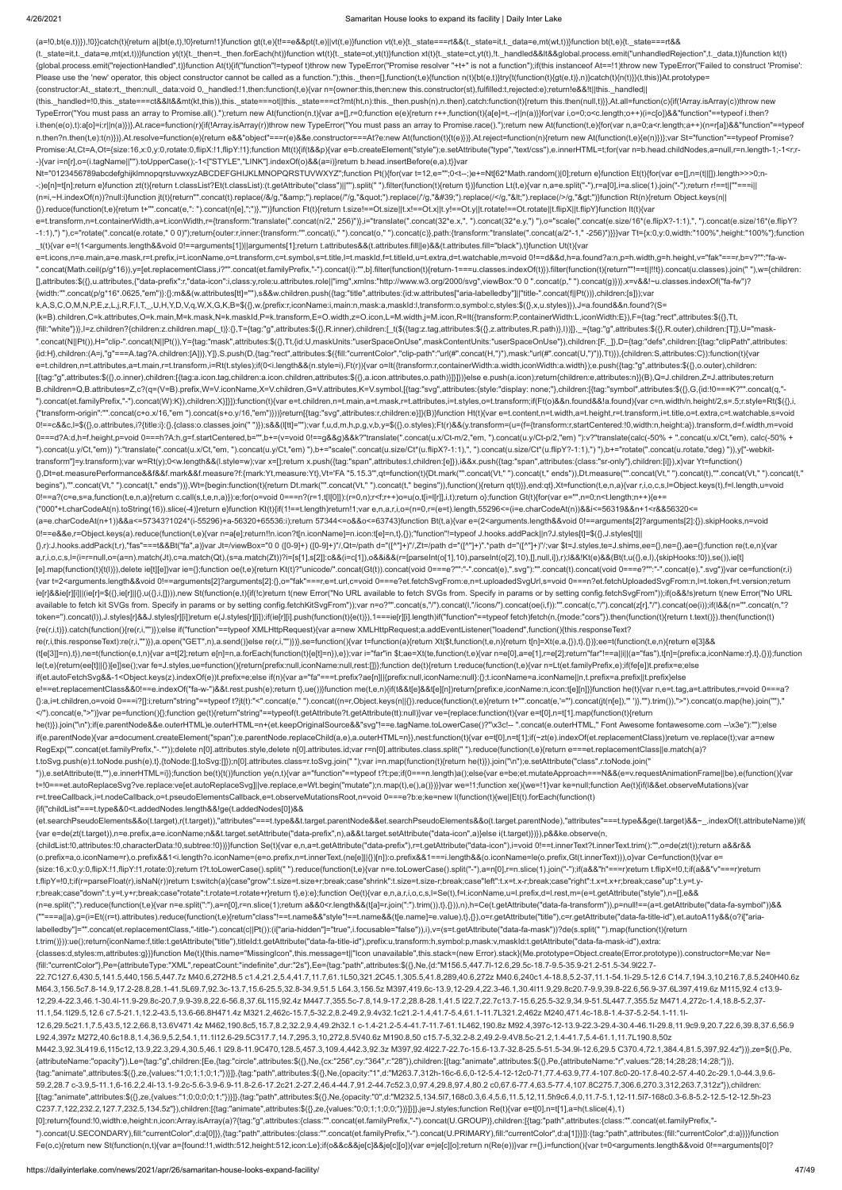```
(a=!0,bt(e,t)})),!0}}catch(t){return a||bt(e,t),!0}return!1}function gt(t,e){t!==e&&pt(t,e)||vt(t,e)}function vt(t,e){t._state===rt&&(t._state=it,t._data=e,mt(wt,t))}function bt(t,e){t._state===rt&&
(t._state=it,t._data=e,mt(xt,t))}function yt(t){t._then=t._then.forEach(ht)}function wt(t){t._state=ot,yt(t)}function xt(t){t._state=st,yt(t),!t._handled&&lt&&global.process.emit("unhandledRejection",t._data,t)}function kt(t)
{global.process.emit("rejectionHandled",t)}function At(t){if("function"!=typeof t)throw new TypeError("Promise resolver "+t+" is not a function");if(this instanceof At==!1)throw new TypeError("Failed to construct 'Promise':
Please use the 'new' operator, this object constructor cannot be called as a function.");this._then=[],function(t,e){function n(t){vt(e,t)}function r(t){bt(e,t)}try{t(n,r)}catch(t){r(t)}}(t,this)}At.prototype=
{constructor:At,_state:rt,_then:null,_data:void 0,_handled:!1,then:function(t,e){var n={owner:this,then:new this.constructor(st),fulfilled:t,rejected:e};return!e&&!t||this._handled||
(this._handled=!0,this._state===st&&lt&&mt(kt,this)),this._state===ot||this._state===st?mt(ht,n):this._then.push(n),n.then},catch:function(t){return this.then(null,t)}},At.all=function(c){if(!Array.isArray(c))throw new
TypeError("You must pass an array to Promise.all().");return new At(function(n,t){var a=[],r=0;function e(e){return r++,function(t){a[e]=t,--r||n(a)}}for(var i,o=0;o<c.length;o++)(i=c[o])&&"function"==typeof i.then?
i.then(e(o),t):a[o]=i;r||n(a)})},At.race=function(r){if(!Array.isArray(r))throw new TypeError("You must pass an array to Promise.race().");return new At(function(t,e){for(var n,a=0;a<r.length;a++)(n=r[a])&&"function"==typeof
n.then?n.then(t,e):t(n)})},At.resolve=function(e){return e&&"object"===r(e)&&e.constructor===At?e:new At(function(t){t(e)})},At.reject=function(n){return new At(function(t,e){e(n)})};var St="function"==typeof Promise?
Promise:At,Ct=A,Ot={size:16,x:0,y:0,rotate:0,flipX:!1,flipY:!1};function Mt(t){if(t&&p){var e=b.createElement("style");e.setAttribute("type","text/css"),e.innerHTML=t;for(var n=b.head.childNodes,a=null,r=n.length-1;-1<r;r-
-){var i=n[r],o=(i.tagName||"").toUpperCase();-1<["STYLE","LINK"].indexOf(o)&&(a=i)}return b.head.insertBefore(e,a),t}}var
Nt="0123456789abcdefghijklmnopqrstuvwxyzABCDEFGHIJKLMNOPQRSTUVWXYZ";function Pt(){for(var t=12,e="";0<t--;)e+=Nt[62*Math.random()|0];return e}function Et(t){for(var e=[],n=(t||[]).length>>>0;n-
-;)e[n]=t[n];return e}function zt(t){return t.classList?Et(t.classList):(t.getAttribute("class")||"").split(" ").filter(function(t){return t})}function Lt(t,e){var n,a=e.split("-"),r=a[0],i=a.slice(1).join("-");return r!==t||""===i||
(n=i,~H.indexOf(n))?null:i}function jt(t){return"".concat(t).replace(/&/g,"&amp;").replace(/"/g,"&quot;").replace(/'/g,"&#39;").replace(/</g,"&lt;").replace(/>/g,"&gt;")}function Rt(n){return Object.keys(n||
{}).reduce(function(t,e){return t+"".concat(e,": ").concat(n[e],";")},"")}function Ft(t){return t.size!==Ot.size||t.x!==Ot.x||t.y!==Ot.y||t.rotate!==Ot.rotate||t.flipX||t.flipY}function It(t){var
e=t.transform,n=t.containerWidth,a=t.iconWidth,r={transform:"translate(".concat(n/2," 256)")},i="translate(".concat(32*e.x,", ").concat(32*e.y,") "),o="scale(".concat(e.size/16*(e.flipX?-1:1),", ").concat(e.size/16*(e.flipY?
-1:1),") "),c="rotate(".concat(e.rotate," 0 0)");return{outer:r,inner:{transform:"".concat(i," ").concat(o," ").concat(c)},path:{transform:"translate(".concat(a/2*-1," -256)")}}}var Tt={x:0,y:0,width:"100%",height:"100%"};function
_t(t){var e=!(1<arguments.length&&void 0!==arguments[1])||arguments[1];return t.attributes&&(t.attributes.fill||e)&&(t.attributes.fill="black"),t}function Ut(t){var
e=t.icons,n=e.main,a=e.mask,r=t.prefix,i=t.iconName,o=t.transform,c=t.symbol,s=t.title,l=t.maskId,f=t.titleId,u=t.extra,d=t.watchable,m=void 0!==d&&d,h=a.found?a:n,p=h.width,g=h.height,v="fak"===r,b=v?"":"fa-w-
".concat(Math.ceil(p/g*16)),y=[et.replacementClass,i?"".concat(et.familyPrefix,"-").concat(i):"",b].filter(function(t){return-1===u.classes.indexOf(t)}).filter(function(t){return""!==t||!!t}).concat(u.classes).join(" "),w={children:
[],attributes:$({},u.attributes,{"data-prefix":r,"data-icon":i,class:y,role:u.attributes.role||"img",xmlns:"http://www.w3.org/2000/svg",viewBox:"0 0 ".concat(p," ").concat(g)})},x=v&&!~u.classes.indexOf("fa-fw")?
{width:"".concat(p/g*16*.0625,"em")}:{};m&&(w.attributes[tt]=""),s&&w.children.push({tag:"title",attributes:{id:w.attributes["aria-labelledby"]||"title-".concat(f||Pt())},children:[s]});var
k,A,S,C,O,M,N,P,E,z,L,j,R,F,I,T,_,U,H,Y,D,V,q,W,X,G,K,B=$({},w,{prefix:r,iconName:i,main:n,mask:a,maskId:l,transform:o,symbol:c,styles:$({},x,u.styles)}),J=a.found&&n.found?(S=
(k=B).children,C=k.attributes,O=k.main,M=k.mask,N=k.maskId,P=k.transform,E=O.width,z=O.icon,L=M.width,j=M.icon,R=It({transform:P,containerWidth:L,iconWidth:E}),F={tag:"rect",attributes:$({},Tt,
{fill:"white"})},I=z.children?{children:z.children.map(_t)}:{},T={tag:"g",attributes:$({},R.inner),children:[_t($({tag:z.tag,attributes:$({},z.attributes,R.path)},I))]},_={tag:"g",attributes:$({},R.outer),children:[T]},U="mask-
".concat(N||Pt()),H="clip-".concat(N||Pt()),Y={tag:"mask",attributes:$({},Tt,{id:U,maskUnits:"userSpaceOnUse",maskContentUnits:"userSpaceOnUse"}),children:[F,_]},D={tag:"defs",children:[{tag:"clipPath",attributes:
{id:H},children:(A=j,"g"===A.tag?A.children:[A])},Y]},S.push(D,{tag:"rect",attributes:$({fill:"currentColor","clip-path":"url(#".concat(H,")"),mask:"url(#".concat(U,")")},Tt)}),{children:S,attributes:C}):function(t){var
e=t.children,n=t.attributes,a=t.main,r=t.transform,i=Rt(t.styles);if(0<i.length&&(n.style=i),Ft(r)){var o=It({transform:r,containerWidth:a.width,iconWidth:a.width});e.push({tag:"g",attributes:$({},o.outer),children:
[{tag:"g",attributes:$({},o.inner),children:[{tag:a.icon.tag,children:a.icon.children,attributes:$({},a.icon.attributes,o.path)}]}]})}else e.push(a.icon);return{children:e,attributes:n}}(B),Q=J.children,Z=J.attributes;return
B.children=Q,B.attributes=Z,c?(q=(V=B).prefix,W=V.iconName,X=V.children,G=V.attributes,K=V.symbol,[{tag:"svg",attributes:{style:"display: none;"},children:[{tag:"symbol",attributes:$({},G,{id:!0===K?"".concat(q,"-
").concat(et.familyPrefix,"-").concat(W):K}),children:X}]}]):function(t){var e=t.children,n=t.main,a=t.mask,r=t.attributes,i=t.styles,o=t.transform;if(Ft(o)&&n.found&&!a.found){var c=n.width/n.height/2,s=.5;r.style=Rt($({},i,
{"transform-origin":"".concat(c+o.x/16,"em ").concat(s+o.y/16,"em")}))}return[{tag:"svg",attributes:r,children:e}]}(B)}function Ht(t){var e=t.content,n=t.width,a=t.height,r=t.transform,i=t.title,o=t.extra,c=t.watchable,s=void
0!==c&&c,l=$({},o.attributes,i?{title:i}:{},{class:o.classes.join(" ")});s&&(l[tt]="");var f,u,d,m,h,p,g,v,b,y=$({},o.styles);Ft(r)&&(y.transform=(u=(f={transform:r,startCentered:!0,width:n,height:a}).transform,d=f.width,m=void
0===d?A:d,h=f.height,p=void 0===h?A:h,g=f.startCentered,b="",b+=(v=void 0!==g&&g)&&k?"translate(".concat(u.x/Ct-m/2,"em, ").concat(u.y/Ct-p/2,"em) "):v?"translate(calc(-50% + ".concat(u.x/Ct,"em), calc(-50% +
").concat(u.y/Ct,"em)) "):"translate(".concat(u.x/Ct,"em, ").concat(u.y/Ct,"em) "),b+="scale(".concat(u.size/Ct*(u.flipX?-1:1),", ").concat(u.size/Ct*(u.flipY?-1:1),") "),b+="rotate(".concat(u.rotate,"deg) ")),y["-webkit-
transform"]=y.transform);var w=Rt(y);0<w.length&&(l.style=w);var x=[];return x.push({tag:"span",attributes:l,children:[e]}),i&&x.push({tag:"span",attributes:{class:"sr-only"},children:[i]}),x}var Yt=function()
{},Dt=et.measurePerformance&&f&&f.mark&&f.measure?f:{mark:Yt,measure:Yt},Vt='FA "5.15.3"',qt=function(t){Dt.mark("".concat(Vt," ").concat(t," ends")),Dt.measure("".concat(Vt," ").concat(t),"".concat(Vt," ").concat(t,"
begins"),"".concat(Vt," ").concat(t," ends"))},Wt={begin:function(t){return Dt.mark("".concat(Vt," ").concat(t," begins")),function(){return qt(t)}},end:qt},Xt=function(t,e,n,a){var r,i,o,c,s,l=Object.keys(t),f=l.length,u=void
0!==a?(c=e,s=a,function(t,e,n,a){return c.call(s,t,e,n,a)}):e;for(o=void 0===n?(r=1,t[l[0]]):(r=0,n);r<f;r++)o=u(o,t[i=l[r]],i,t);return o};function Gt(t){for(var e="",n=0;n<t.length;n++){e+=
("000"+t.charCodeAt(n).toString(16)).slice(-4)}return e}function Kt(t){if(1!==t.length)return!1;var e,n,a,r,i,o=(n=0,r=(e=t).length,55296<=(i=e.charCodeAt(n))&&i<=56319&&n+1<r&&56320<=
(a=e.charCodeAt(n+1))&&a<=57343?1024*(i-55296)+a-56320+65536:i);return 57344<=o&&o<=63743}function Bt(t,a){var e=(2<arguments.length&&void 0!==arguments[2]?arguments[2]:{}).skipHooks,n=void
0!==e&&e,r=Object.keys(a).reduce(function(t,e){var n=a[e];return!!n.icon?t[n.iconName]=n.icon:t[e]=n,t},{});"function"!=typeof J.hooks.addPack||n?J.styles[t]=$({},J.styles[t]||
{},r):J.hooks.addPack(t,r),"fas"===t&&Bt("fa",a)}var Jt=/viewBox="0 0 ([0-9]+) ([0-9]+)"/,Qt=/path d="([^"]+)"/,Zt=/path d="([^"]+)".*path d="([^"]+)"/;var $t=J.styles,te=J.shims,ee={},ne={},ae={};function re(t,e,n){var
a,r,i,o,c,s,l=(i=r=null,o=(a=n).match(Jt),c=a.match(Qt),(s=a.match(Zt))?i=[s[1],s[2]]:c&&(i=c[1]),o&&i&&(r=[parseInt(o[1],10),parseInt(o[2],10),[],null,i]),r);l&&!Kt(e)&&(Bt(t,u({},e,l),{skipHooks:!0}),se()),ie[t]
[e].map(function(t){t(l)}),delete ie[t][e]}var ie={};function oe(t,e){return Kt(t)?"unicode/".concat(Gt(t)).concat(void 0===e?"":"-".concat(e),".svg"):"".concat(t).concat(void 0===e?"":"-".concat(e),".svg")}var ce=function(r,i)
{var t=2<arguments.length&&void 0!==arguments[2]?arguments[2]:{},o="fak"===r,e=t.url,c=void 0===e?et.fetchSvgFrom:e,n=t.uploadedSvgUrl,s=void 0===n?et.fetchUploadedSvgFrom:n,l=t.token,f=t.version;return
ie[r]&&ie[r][i]||(ie[r]=$({},ie[r]||{},u({},i,[]))),new St(function(e,t){if(!c)return t(new Error("No URL available to fetch SVGs from. Specify in params or by setting config.fetchSvgFrom"));if(o&&!s)return t(new Error("No URL
available to fetch kit SVGs from. Specify in params or by setting config.fetchKitSvgFrom"));var n=o?"".concat(s,"/").concat(l,"/icons/").concat(oe(i,f)):"".concat(c,"/").concat(z[r],"/").concat(oe(i));if(l&&(n="".concat(n,"?
token=").concat(l)),J.styles[r]&&J.styles[r][i])return e(J.styles[r][i]);if(ie[r][i].push(function(t){e(t)}),1===ie[r][i].length)if("function"==typeof fetch)fetch(n,{mode:"cors"}).then(function(t){return t.text()}).then(function(t)
{re(r,i,t)}).catch(function(){re(r,i,"")});else if("function"==typeof XMLHttpRequest){var a=new XMLHttpRequest;a.addEventListener("loadend",function(){this.responseText?
re(r,i,this.responseText):re(r,i,"")}),a.open("GET",n),a.send()}else re(r,i,"")})},se=function(){var t=function(a){return Xt($t,function(t,e,n){return t[n]=Xt(e,a,{}),t},{})};ee=t(function(t,e,n){return e[3]&&
(t[e[3]]=n),t}),ne=t(function(e,t,n){var a=t[2];return e[n]=n,a.forEach(function(t){e[t]=n}),e});var i="far"in $t;ae=Xt(te,function(t,e){var n=e[0],a=e[1],r=e[2];return"far"!==a||i||(a="fas"),t[n]={prefix:a,iconName:r},t},{})};function
le(t,e){return(ee[t]||{})[e]}se();var fe=J.styles,ue=function(){return{prefix:null,iconName:null,rest:[]}};function de(t){return t.reduce(function(t,e){var n=Lt(et.familyPrefix,e);if(fe[e])t.prefix=e;else
if(et.autoFetchSvg&&-1<Object.keys(z).indexOf(e))t.prefix=e;else if(n){var a="fa"===t.prefix?ae[n]||{prefix:null,iconName:null}:{};t.iconName=a.iconName||n,t.prefix=a.prefix||t.prefix}else
e!==et.replacementClass&&0!==e.indexOf("fa-w-")&&t.rest.push(e);return t},ue())}function me(t,e,n){if(t&&t[e]&&t[e][n])return{prefix:e,iconName:n,icon:t[e][n]}}function he(t){var n,e=t.tag,a=t.attributes,r=void 0===a?
{}:a,i=t.children,o=void 0===i?[]:i;return"string"==typeof t?jt(t):"<".concat(e," ").concat((n=r,Object.keys(n||{}).reduce(function(t,e){return t+"".concat(e,'="').concat(jt(n[e]),'" ')},"").trim()),">").concat(o.map(he).join(""),"
</").concat(e,">")}var pe=function(){};function ge(t){return"string"==typeof(t.getAttribute?t.getAttribute(tt):null)}var ve={replace:function(t){var e=t[0],n=t[1].map(function(t){return
he(t)}).join("\n");if(e.parentNode&&e.outerHTML)e.outerHTML=n+(et.keepOriginalSource&&"svg"!==e.tagName.toLowerCase()?"\x3c!-- ".concat(e.outerHTML," Font Awesome fontawesome.com --\x3e"):"");else
if(e.parentNode){var a=document.createElement("span");e.parentNode.replaceChild(a,e),a.outerHTML=n}},nest:function(t){var e=t[0],n=t[1];if(~zt(e).indexOf(et.replacementClass))return ve.replace(t);var a=new
RegExp("".concat(et.familyPrefix,"-.*"));delete n[0].attributes.style,delete n[0].attributes.id;var r=n[0].attributes.class.split(" ").reduce(function(t,e){return e===et.replacementClass||e.match(a)?
t.toSvg.push(e):t.toNode.push(e),t},{toNode:[],toSvg:[]});n[0].attributes.class=r.toSvg.join(" ");var i=n.map(function(t){return he(t)}).join("\n");e.setAttribute("class",r.toNode.join("
")),e.setAttribute(tt,""),e.innerHTML=i}};function be(t){t()}function ye(n,t){var a="function"==typeof t?t:pe;if(0===n.length)a();else{var e=be;et.mutateApproach===N&&(e=v.requestAnimationFrame||be),e(function(){var
t=!0===et.autoReplaceSvg?ve.replace:ve[et.autoReplaceSvg]||ve.replace,e=Wt.begin("mutate");n.map(t),e(),a()})}}var we=!1;function xe(){we=!1}var ke=null;function Ae(t){if(l&&et.observeMutations){var
r=t.treeCallback,i=t.nodeCallback,o=t.pseudoElementsCallback,e=t.observeMutationsRoot,n=void 0===e?b:e;ke=new l(function(t){we||Et(t).forEach(function(t)
{if("childList"===t.type&&0<t.addedNodes.length&&!ge(t.addedNodes[0])&&
(et.searchPseudoElements&&o(t.target),r(t.target)),"attributes"===t.type&&t.target.parentNode&&et.searchPseudoElements&&o(t.target.parentNode),"attributes"===t.type&&ge(t.target)&&~_.indexOf(t.attributeName))if(
{var e=de(zt(t.target)),n=e.prefix,a=e.iconName;n&&t.target.setAttribute("data-prefix",n),a&&t.target.setAttribute("data-icon",a)}else i(t.target)})}),p&&ke.observe(n,
{childList:!0,attributes:!0,characterData:!0,subtree:!0})}}function Se(t){var e,n,a=t.getAttribute("data-prefix"),r=t.getAttribute("data-icon"),i=void 0!==t.innerText?t.innerText.trim():"",o=de(zt(t));return a&&r&&
(o.prefix=a,o.iconName=r),o.prefix&&1<i.length?o.iconName=(e=o.prefix,n=t.innerText,(ne[e]||{})[n]):o.prefix&&1===i.length&&(o.iconName=le(o.prefix,Gt(t.innerText))),o}var Ce=function(t){var e=
{size:16,x:0,y:0,flipX:!1,flipY:!1,rotate:0};return t?t.toLowerCase().split(" ").reduce(function(t,e){var n=e.toLowerCase().split("-"),a=n[0],r=n.slice(1).join("-");if(a&&"h"===r)return t.flipX=!0,t;if(a&&"v"===r)return
t.flipY=!0,t;if(r=parseFloat(r),isNaN(r))return t;switch(a){case"grow":t.size=t.size+r;break;case"shrink":t.size=t.size-r;break;case"left":t.x=t.x-r;break;case"right":t.x=t.x+r;break;case"up":t.y=t.y-
r;break;case"down":t.y=t.y+r;break;case"rotate":t.rotate=t.rotate+r}return t},e):e};function Oe(t){var e,n,a,r,i,o,c,s,l=Se(t),f=l.iconName,u=l.prefix,d=l.rest,m=(e=t.getAttribute("style"),n=[],e&&
(n=e.split(";").reduce(function(t,e){var n=e.split(":"),a=n[0],r=n.slice(1);return a&&0<r.length&&(t[a]=r.join(":").trim()),t},{})),n),h=Ce(t.getAttribute("data-fa-transform")),p=null!==(a=t.getAttribute("data-fa-symbol"))&&
(""===a||a),g=(i=Et((r=t).attributes).reduce(function(t,e){return"class"!==t.name&&"style"!==t.name&&(t[e.name]=e.value),t},{}),o=r.getAttribute("title"),c=r.getAttribute("data-fa-title-id"),et.autoA11y&&(o?i["aria-
labelledby"]="".concat(et.replacementClass,"-title-").concat(c||Pt()):(i["aria-hidden"]="true",i.focusable="false")),i),v=(s=t.getAttribute("data-fa-mask"))?de(s.split(" ").map(function(t){return
t.trim()})):ue();return{iconName:f,title:t.getAttribute("title"),titleId:t.getAttribute("data-fa-title-id"),prefix:u,transform:h,symbol:p,mask:v,maskId:t.getAttribute("data-fa-mask-id"),extra:
{classes:d,styles:m,attributes:g}}}function Me(t){this.name="MissingIcon",this.message=t||"Icon unavailable",this.stack=(new Error).stack}(Me.prototype=Object.create(Error.prototype)).constructor=Me;var Ne=
{fill:"currentColor"},Pe={attributeType:"XML",repeatCount:"indefinite",dur:"2s"},Ee={tag:"path",attributes:$({},Ne,{d:"M156.5,447.7l-12.6,29.5c-18.7-9.5-35.9-21.2-51.5-34.9l22.7-
22.7C127.6,430.5,141.5,440,156.5,447.7z M40.6,272H8.5 c1.4,21.2,5.4,41.7,11.7,61.1L50,321.2C45.1,305.5,41.8,289,40.6,272z M40.6,240c1.4-18.8,5.2-37,11.1-54.1l-29.5-12.6 C14.7,194.3,10,216.7,8.5,240H40.6z
M64.3,156.5c7.8-14.9,17.2-28.8,28.1-41.5L69.7,92.3c-13.7,15.6-25.5,32.8-34.9,51.5 L64.3,156.5z M397,419.6c-13.9,12-29.4,22.3-46.1,30.4l11.9,29.8c20.7-9.9,39.8-22.6,56.9-37.6L397,419.6z M115,92.4 c13.9-
12,29.4-22.3,46.1-30.4l-11.9-29.8c-20.7,9.9-39.8,22.6-56.8,37.6L115,92.4z M447.7,355.5c-7.8,14.9-17.2,28.8-28.1,41.5 l22.7,22.7c13.7-15.6,25.5-32.9,34.9-51.5L447.7,355.5z M471.4,272c-1.4,18.8-5.2,37-
11.1,54.1l29.5,12.6 c7.5-21.1,12.2-43.5,13.6-66.8H471.4z M321.2,462c-15.7,5-32.2,8.2-49.2,9.4v32.1c21.2-1.4,41.7-5.4,61.1-11.7L321.2,462z M240,471.4c-18.8-1.4-37-5.2-54.1-11.1l-
12.6,29.5c21.1,7.5,43.5,12.2,66.8,13.6V471.4z M462,190.8c5,15.7,8.2,32.2,9.4,49.2h32.1 c-1.4-21.2-5.4-41.7-11.7-61.1L462,190.8z M92.4,397c-12-13.9-22.3-29.4-30.4-46.1l-29.8,11.9c9.9,20.7,22.6,39.8,37.6,56.9
L92.4,397z M272,40.6c18.8,1.4,36.9,5.2,54.1,11.1l12.6-29.5C317.7,14.7,295.3,10,272,8.5V40.6z M190.8,50 c15.7-5,32.2-8.2,49.2-9.4V8.5c-21.2,1.4-41.7,5.4-61.1,11.7L190.8,50z
M442.3,92.3L419.6,115c12,13.9,22.3,29.4,30.5,46.1 l29.8-11.9C470,128.5,457.3,109.4,442.3,92.3z M397,92.4l22.7-22.7c-15.6-13.7-32.8-25.5-51.5-34.9l-12.6,29.5 C370.4,72.1,384.4,81.5,397,92.4z"})},ze=$({},Pe,
{attributeName:"opacity"}),Le={tag:"g",children:[Ee,{tag:"circle",attributes:$({},Ne,{cx:"256",cy:"364",r:"28"}),children:[{tag:"animate",attributes:$({},Pe,{attributeName:"r",values:"28;14;28;28;14;28;"})},
{tag:"animate",attributes:$({},ze,{values:"1;0;1;1;0;1;"})}]},{tag:"path",attributes:$({},Ne,{opacity:"1",d:"M263.7,312h-16c-6.6,0-12-5.4-12-12c0-71,77.4-63.9,77.4-107.8c0-20-17.8-40.2-57.4-40.2c-29.1,0-44.3,9.6-
59.2,28.7 c-3.9,5-11.1,6-16.2,2.4l-13.1-9.2c-5.6-3.9-6.9-11.8-2.6-17.2c21.2-27.2,46.4-44.7,91.2-44.7c52.3,0,97.4,29.8,97.4,80.2 c0,67.6-77.4,63.5-77.4,107.8C275.7,306.6,270.3,312,263.7,312z"}),children:
[{tag:"animate",attributes:$({},ze,{values:"1;0;0;0;0;1;"})}]},{tag:"path",attributes:$({},Ne,{opacity:"0",d:"M232.5,134.5l7,168c0.3,6.4,5.6,11.5,12,11.5h9c6.4,0,11.7-5.1,12-11.5l7-168c0.3-6.8-5.2-12.5-12-12.5h-23
C237.7,122,232.2,127.7,232.5,134.5z"}),children:[{tag:"animate",attributes:$({},ze,{values:"0;0;1;1;0;0;"})}]}]},je=J.styles;function Re(t){var e=t[0],n=t[1],a=h(t.slice(4),1)
[0];return{found:!0,width:e,height:n,icon:Array.isArray(a)?{tag:"g",attributes:{class:"".concat(et.familyPrefix,"-").concat(U.GROUP)},children:[{tag:"path",attributes:{class:"".concat(et.familyPrefix,"-
").concat(U.SECONDARY),fill:"currentColor",d:a[0]}},{tag:"path",attributes:{class:"".concat(et.familyPrefix,"-").concat(U.PRIMARY),fill:"currentColor",d:a[1]}}]}:{tag:"path",attributes:{fill:"currentColor",d:a}}}}function
Fe(o,c){return new St(function(n,t){var a={found:!1,width:512,height:512,icon:Le};if(o&&c&&je[c]&&je[c][o]){var e=je[c][o];return n(Re(e))}var r={},i=function(){var t=0<arguments.length&&void 0!==arguments[0]?
```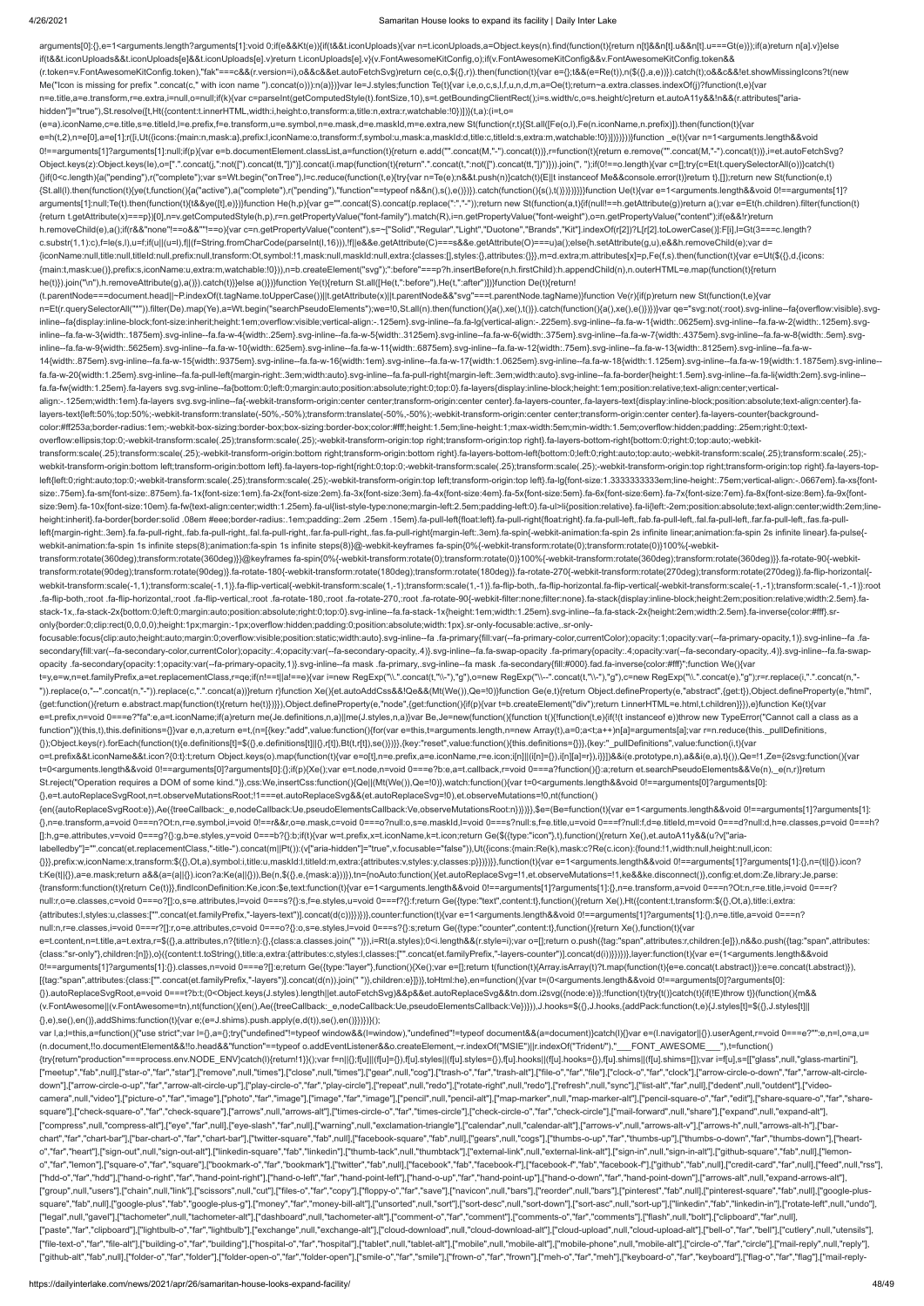```
arguments[0]:{},e=1<arguments.length?arguments[1]:void 0;if(e&&Kt(e)){if(t&&t.iconUploads){var n=t.iconUploads,a=Object.keys(n).find(function(t){return n[t]&&n[t].u&&n[t].u===Gt(e)});if(a)return n[a].v}}else if(t&&t.iconUploads&&t.iconUploads[e]&&t.iconUploads[e].v)return t.iconUploads[e].v}(v.FontAwesomeKitConfig,o);if(v.FontAwesomeKitConfig&&v.FontAwesomeKitConfig.token&&(r.token=v.FontAwesomeKitConfig.token),"fak"===c&&(r.version=i),o&&c&&et.autoFetchSvg)return ce(c,o,${{},r}).then(function(t){var e={};t&&(e=Re(t)),n(${{},a,e})}).catch(t);o&&c&&et.showMissingIcons?t(new Me("Icon is missing for prefix ".concat(c," with icon name ").concat(o))):n(a)})}var le=J.styles;function Te(t){var i,e,o,c,s,l,f,u,n,d,m,a=Oe(t);return~a.extra.classes.indexOf(j)?function(t,e){var n=e.title,a=e.transform,r=e.extra,i=null,o=null;if(k){var c=parseInt(getComputedStyle(t).fontSize,10),s=t.getBoundingClientRect();i=s.width/c,o=s.height/c}return et.autoA11y&&!n&&(r.attributes["aria-hidden"]="true"),St.resolve([t,Ht({content:t.innerHTML,width:i,height:o,transform:a,title:n,extra:r,watchable:!0})])}(t,a):(i=t,o=(e=a).iconName,c=e.title,s=e.titleId,l=e.prefix,f=e.transform,u=e.symbol,n=e.mask,d=e.maskId,m=e.extra,new St(function(r,t){St.all([Fe(o,l),Fe(n.iconName,n.prefix)]).then(function(t){var e=h(t,2),n=e[0],a=e[1];r([i,Ut({icons:{main:n,mask:a},prefix:l,iconName:o,transform:f,symbol:u,mask:a,maskId:d,title:c,titleId:s,extra:m,watchable:!0})])})}))}function _e(t){var n=1<arguments.length&&void 0!==arguments[1]?arguments[1]:null;if(p){var e=b.documentElement.classList,a=function(t){return e.add("".concat(M,"-").concat(t))},r=function(t){return e.remove("".concat(M,"-").concat(t))},i=et.autoFetchSvg?Object.keys(z):Object.keys(le),o=[".".concat(j,":not([").concat(tt,"])")].concat(i.map(function(t){return".".concat(t,":not([").concat(tt,"])")})).join(", ");if(0!==o.length){var c=[];try{c=Et(t.querySelectorAll(o))}catch(t){}if(0<c.length){a("pending"),r("complete");var s=Wt.begin("onTree"),l=c.reduce(function(t,e){try{var n=Te(e);n&&t.push(n)}catch(t){E||t instanceof Me&&console.error(t)}return t},[]);return new St(function(e,t){St.all(l).then(function(t){ye(t,function(){a("active"),a("complete"),r("pending"),"function"==typeof n&&n(),s(),e()})}).catch(function(){s(),t()})})}}}}function Ue(t){var e=1<arguments.length&&void 0!==arguments[1]?arguments[1]:null;Te(t).then(function(t){t&&ye([t],e)})}function He(h,p){var g="".concat(S).concat(p.replace(":","-"));return new St(function(a,t){if(null!==h.getAttribute(g))return a();var e=Et(h.children).filter(function(t){return t.getAttribute(x)===p})[0],n=v.getComputedStyle(h,p),r=n.getPropertyValue("font-family").match(R),i=n.getPropertyValue("font-weight"),o=n.getPropertyValue("content");if(e&&!r)return h.removeChild(e),a();if(r&&"none"!==o&&""!==o){var c=n.getPropertyValue("content"),s=~["Solid","Regular","Light","Duotone","Brands","Kit"].indexOf(r[2])?L[r[2].toLowerCase()]:F[i],l=Gt(3===c.length?c.substr(1,1):c),f=le(s,l),u=f;if(u||(u=l),f||(f=String.fromCharCode(parseInt(l,16))),!f||e&&e.getAttribute(C)===s&&e.getAttribute(O)===u)a();else{h.setAttribute(g,u),e&&h.removeChild(e);var d={iconName:null,title:null,titleId:null,prefix:null,transform:Ot,symbol:!1,mask:null,maskId:null,extra:{classes:[],styles:{},attributes:{}}},m=d.extra;m.attributes[x]=p,Fe(f,s).then(function(t){var e=Ut(${{},d,{icons:{main:t,mask:ue()},prefix:s,iconName:u,extra:m,watchable:!0})),n=b.createElement("svg");":before"===p?h.insertBefore(n,h.firstChild):h.appendChild(n),n.outerHTML=e.map(function(t){return he(t)}).join("\n"),h.removeAttribute(g),a()})}}else a()})}function Ye(t){return St.all([He(t,":before"),He(t,":after")])}function De(t){return!(t.parentNode===document.head||~P.indexOf(t.tagName.toUpperCase())||t.getAttribute(x)||t.parentNode&&"svg"===t.parentNode.tagName)}function Ve(r){if(p)return new St(function(t,e){var n=Et(r.querySelectorAll("*")).filter(De).map(Ye),a=Wt.begin("searchPseudoElements");we=!0,St.all(n).then(function(){a(),xe(),t()}).catch(function(){a(),xe(),e()})})}var qe="svg:not(:root).svg-inline--fa{overflow:visible}.svg-inline--fa{display:inline-block;font-size:inherit;height:1em;overflow:visible;vertical-align:-.125em}.svg-inline--fa.fa-lg{vertical-align:-.225em}.svg-inline--fa.fa-w-1{width:.0625em}.svg-inline--fa.fa-w-2{width:.125em}.svg-inline--fa.fa-w-3{width:.1875em}.svg-inline--fa.fa-w-4{width:.25em}.svg-inline--fa.fa-w-5{width:.3125em}.svg-inline--fa.fa-w-6{width:.375em}.svg-inline--fa.fa-w-7{width:.4375em}.svg-inline--fa.fa-w-8{width:.5em}.svg-inline--fa.fa-w-9{width:.5625em}.svg-inline--fa.fa-w-10{width:.625em}.svg-inline--fa.fa-w-11{width:.6875em}.svg-inline--fa.fa-w-12{width:.75em}.svg-inline--fa.fa-w-13{width:.8125em}.svg-inline--fa.fa-w-14{width:.875em}.svg-inline--fa.fa-w-15{width:.9375em}.svg-inline--fa.fa-w-16{width:1em}.svg-inline--fa.fa-w-17{width:1.0625em}.svg-inline--fa.fa-w-18{width:1.125em}.svg-inline--fa.fa-w-19{width:1.1875em}.svg-inline--fa.fa-w-20{width:1.25em}.svg-inline--fa.fa-pull-left{margin-right:.3em;width:auto}.svg-inline--fa.fa-pull-right{margin-left:.3em;width:auto}.svg-inline--fa.fa-border{height:1.5em}.svg-inline--fa.fa-li{width:2em}.svg-inline--fa.fa-fw{width:1.25em}.fa-layers svg.svg-inline--fa{bottom:0;left:0;margin:auto;position:absolute;right:0;top:0}.fa-layers{display:inline-block;height:1em;position:relative;text-align:center;vertical-align:-.125em;width:1em}.fa-layers svg.svg-inline--fa{-webkit-transform-origin:center center;transform-origin:center center}.fa-layers-counter,.fa-layers-text{display:inline-block;position:absolute;text-align:center}.fa-layers-text{left:50%;top:50%;-webkit-transform:translate(-50%,-50%);transform:translate(-50%,-50%);-webkit-transform-origin:center center;transform-origin:center center}.fa-layers-counter{background-color:#ff253a;border-radius:1em;-webkit-box-sizing:border-box;box-sizing:border-box;color:#fff;height:1.5em;line-height:1;max-width:5em;min-width:1.5em;overflow:hidden;padding:.25em;right:0;text-overflow:ellipsis;top:0;-webkit-transform:scale(.25);transform:scale(.25);-webkit-transform-origin:top right;transform-origin:top right}.fa-layers-bottom-right{bottom:0;right:0;top:auto;-webkit-transform:scale(.25);transform:scale(.25);-webkit-transform-origin:bottom right;transform-origin:bottom right}.fa-layers-bottom-left{bottom:0;left:0;right:auto;top:auto;-webkit-transform:scale(.25);transform:scale(.25);-webkit-transform-origin:bottom left;transform-origin:bottom left}.fa-layers-top-right{right:0;top:0;-webkit-transform:scale(.25);transform:scale(.25);-webkit-transform-origin:top right;transform-origin:top right}.fa-layers-top-left{left:0;right:auto;top:0;-webkit-transform:scale(.25);transform:scale(.25);-webkit-transform-origin:top left;transform-origin:top left}.fa-lg{font-size:1.3333333333em;line-height:.75em;vertical-align:-.0667em}.fa-xs{font-size:.75em}.fa-sm{font-size:.875em}.fa-1x{font-size:1em}.fa-2x{font-size:2em}.fa-3x{font-size:3em}.fa-4x{font-size:4em}.fa-5x{font-size:5em}.fa-6x{font-size:6em}.fa-7x{font-size:7em}.fa-8x{font-size:8em}.fa-9x{font-size:9em}.fa-10x{font-size:10em}.fa-fw{text-align:center;width:1.25em}.fa-ul{list-style-type:none;margin-left:2.5em;padding-left:0}.fa-ul>li{position:relative}.fa-li{left:-2em;position:absolute;text-align:center;width:2em;line-height:inherit}.fa-border{border:solid .08em #eee;border-radius:.1em;padding:.2em .25em .15em}.fa-pull-left{float:left}.fa-pull-right{float:right}.fa.fa-pull-left,.fab.fa-pull-left,.fal.fa-pull-left,.far.fa-pull-left,.fas.fa-pull-left{margin-right:.3em}.fa.fa-pull-right,.fab.fa-pull-right,.fal.fa-pull-right,.far.fa-pull-right,.fas.fa-pull-right{margin-left:.3em}.fa-spin{-webkit-animation:fa-spin 2s infinite linear;animation:fa-spin 2s infinite linear}.fa-pulse{-webkit-animation:fa-spin 1s infinite steps(8);animation:fa-spin 1s infinite steps(8)}@-webkit-keyframes fa-spin{0%{-webkit-transform:rotate(0);transform:rotate(0)}100%{-webkit-transform:rotate(360deg);transform:rotate(360deg)}}@keyframes fa-spin{0%{-webkit-transform:rotate(0);transform:rotate(0)}100%{-webkit-transform:rotate(360deg);transform:rotate(360deg)}}.fa-rotate-90{-webkit-transform:rotate(90deg);transform:rotate(90deg)}.fa-rotate-180{-webkit-transform:rotate(180deg);transform:rotate(180deg)}.fa-rotate-270{-webkit-transform:rotate(270deg);transform:rotate(270deg)}.fa-flip-horizontal{-webkit-transform:scale(-1,1);transform:scale(-1,1)}.fa-flip-vertical{-webkit-transform:scale(1,-1);transform:scale(1,-1)}.fa-flip-both,.fa-flip-horizontal.fa-flip-vertical{-webkit-transform:scale(-1,-1);transform:scale(-1,-1)}:root .fa-flip-both,:root .fa-flip-horizontal,:root .fa-flip-vertical,:root .fa-rotate-180,:root .fa-rotate-270,:root .fa-rotate-90{-webkit-filter:none;filter:none}.fa-stack{display:inline-block;height:2em;position:relative;width:2.5em}.fa-stack-1x,.fa-stack-2x{bottom:0;left:0;margin:auto;position:absolute;right:0;top:0}.svg-inline--fa.fa-stack-1x{height:1em;width:1.25em}.svg-inline--fa.fa-stack-2x{height:2em;width:2.5em}.fa-inverse{color:#fff}.sr-only{border:0;clip:rect(0,0,0,0);height:1px;margin:-1px;overflow:hidden;padding:0;position:absolute;width:1px}.sr-only-focusable:active,.sr-only-focusable:focus{clip:auto;height:auto;margin:0;overflow:visible;position:static;width:auto}.svg-inline--fa .fa-primary{fill:var(--fa-primary-color,currentColor);opacity:1;opacity:var(--fa-primary-opacity,1)}.svg-inline--fa .fa-secondary{fill:var(--fa-secondary-color,currentColor);opacity:.4;opacity:var(--fa-secondary-opacity,.4)}.svg-inline--fa.fa-swap-opacity .fa-primary{opacity:.4;opacity:var(--fa-secondary-opacity,.4)}.svg-inline--fa.fa-swap-opacity .fa-secondary{opacity:1;opacity:var(--fa-primary-opacity,1)}.svg-inline--fa mask .fa-primary,.svg-inline--fa mask .fa-secondary{fill:#000}.fad.fa-inverse{color:#fff}";function We(){var t=y,e=w,n=et.familyPrefix,a=et.replacementClass,r=qe;if(n!==t||a!==e){var i=new RegExp("\\.".concat(t,"\\-"),"g"),o=new RegExp("\\--".concat(t,"\\-"),"g"),c=new RegExp("\\.".concat(e),"g");r=r.replace(i,".".concat(n,"-")).replace(o,"--".concat(n,"-")).replace(c,".".concat(a))}return r}function Xe(){et.autoAddCss&&!Qe&&(Mt(We()),Qe=!0)}function Ge(e,t){return Object.defineProperty(e,"abstract",{get:t}),Object.defineProperty(e,"html",{get:function(){return e.abstract.map(function(t){return he(t)})}}),Object.defineProperty(e,"node",{get:function(){if(p){var t=b.createElement("div");return t.innerHTML=e.html,t.children}}}),e}function Ke(t){var e=t.prefix,n=void 0===e?"fa":e,a=t.iconName;if(a)return me(Je.definitions,n,a)||me(J.styles,n,a)}var Be,Je=new(function(){function t(){!function(t,e){if(!(t instanceof e))throw new TypeError("Cannot call a class as a function")}(this,t),this.definitions={}}var e,n,a;return e=t,(n=[{key:"add",value:function(){for(var e=this,t=arguments.length,n=new Array(t),a=0;a<t;a++)n[a]=arguments[a];var r=n.reduce(this._pullDefinitions,{});Object.keys(r).forEach(function(t){e.definitions[t]=${{},e.definitions[t]||{},r[t]),Bt(t,r[t]),se()})}},{key:"reset",value:function(){this.definitions={}}},{key:"_pullDefinitions",value:function(i,t){var o=t.prefix&&t.iconName&&t.icon?{0:t}:t;return Object.keys(o).map(function(t){var e=o[t],n=e.prefix,a=e.iconName,r=e.icon;i[n]||(i[n]={}),i[n][a]=r}),i}}])&&i(e.prototype,n),a&&i(e,a),t}()),Qe=!1,Ze={i2svg:function(){var t=0<arguments.length&&void 0!==arguments[0]?arguments[0]:{};if(p){Xe();var e=t.node,n=void 0===e?b:e,a=t.callback,r=void 0===a?function(){}:a;return et.searchPseudoElements&&Ve(n),_e(n,r)}return St.reject("Operation requires a DOM of some kind.")},css:We,insertCss:function(){Qe||(Mt(We()),Qe=!0)},watch:function(){var t=0<arguments.length&&void 0!==arguments[0]?arguments[0]:{},e=t.autoReplaceSvgRoot,n=t.observeMutationsRoot;!1===et.autoReplaceSvg&&(et.autoReplaceSvg=!0),et.observeMutations=!0,nt(function(){en({autoReplaceSvgRoot:e}),Ae({treeCallback:_e,nodeCallback:Ue,pseudoElementsCallback:Ve,observeMutationsRoot:n})})}},$e=(Be=function(t){var e=1<arguments.length&&void 0!==arguments[1]?arguments[1]:{},n=e.transform,a=void 0===n?Ot:n,r=e.symbol,i=void 0!==r&&r,o=e.mask,c=void 0===o?null:o,s=e.maskId,l=void 0===s?null:s,f=e.title,u=void 0===f?null:f,d=e.titleId,m=void 0===d?null:d,h=e.classes,p=void 0===h?[]:h,g=e.attributes,v=void 0===g?{}:g,b=e.styles,y=void 0===b?{}:b;if(t){var w=t.prefix,x=t.iconName,k=t.icon;return Ge(${{type:"icon"},t),function(){return Xe(),et.autoA11y&&(u?v["aria-labelledby"]="".concat(et.replacementClass,"-title-").concat(m||Pt()):(v["aria-hidden"]="true",v.focusable="false")),Ut({icons:{main:Re(k),mask:c?Re(c.icon):{found:!1,width:null,height:null,icon:{}}},prefix:w,iconName:x,transform:${{},Ot,a),symbol:i,title:u,maskId:l,titleId:m,extra:{attributes:v,styles:y,classes:p}})})}},function(t){var e=1<arguments.length&&void 0!==arguments[1]?arguments[1]:{},n=(t||{}).icon?t:Ke(t||{}),a=e.mask;return a&&(a=(a||{}).icon?a:Ke(a||{})),Be(n,${{},e,{mask:a}))}),tn={noAuto:function(){et.autoReplaceSvg=!1,et.observeMutations=!1,ke&&ke.disconnect()},config:et,dom:Ze,library:Je,parse:{transform:function(t){return Ce(t)}},findIconDefinition:Ke,icon:$e,text:function(t){var e=1<arguments.length&&void 0!==arguments[1]?arguments[1]:{},n=e.transform,a=void 0===n?Ot:n,r=e.title,i=void 0===r?null:r,o=e.classes,c=void 0===o?[]:o,s=e.attributes,l=void 0===s?{}:s,f=e.styles,u=void 0===f?{}:f;return Ge({type:"text",content:t},function(){return Xe(),Ht({content:t,transform:${{},Ot,a),title:i,extra:{attributes:l,styles:u,classes:["".concat(et.familyPrefix,"-layers-text")].concat(d(c))}})})},counter:function(t){var e=1<arguments.length&&void 0!==arguments[1]?arguments[1]:{},n=e.title,a=void 0===n?null:n,r=e.classes,i=void 0===r?[]:r,o=e.attributes,c=void 0===o?{}:o,s=e.styles,l=void 0===s?{}:s;return Ge({type:"counter",content:t},function(){return Xe(),function(t){var e=t.content,n=t.title,a=t.extra,r=${{},a.attributes,n?{title:n}:{},{class:a.classes.join(" ")}),i=Rt(a.styles);0<i.length&&(r.style=i);var o=[];return o.push({tag:"span",attributes:r,children:[e]}),n&&o.push({tag:"span",attributes:{class:"sr-only"},children:[n]}),o}({content:t.toString(),title:a,extra:{attributes:c,styles:l,classes:["".concat(et.familyPrefix,"-layers-counter")].concat(d(i))}})})},layer:function(t){var e=(1<arguments.length&&void 0!==arguments[1]?arguments[1]:{}).classes,n=void 0===e?[]:e;return Ge({type:"layer"},function(){Xe();var e=[];return t(function(t){Array.isArray(t)?t.map(function(t){e=e.concat(t.abstract)}):e=e.concat(t.abstract)}),[{tag:"span",attributes:{class:["".concat(et.familyPrefix,"-layers")].concat(d(n)).join(" ")},children:e}]})},toHtml:he},en=function(){var t=(0<arguments.length&&void 0!==arguments[0]?arguments[0]:{}).autoReplaceSvgRoot,e=void 0===t?b:t;(0<Object.keys(J.styles).length||et.autoFetchSvg)&&p&&et.autoReplaceSvg&&tn.dom.i2svg({node:e})};!function(t){try{t()}catch(t){if(!E)throw t}}(function(){m&&(v.FontAwesome||(v.FontAwesome=tn),nt(function(){en(),Ae({treeCallback:_e,nodeCallback:Ue,pseudoElementsCallback:Ve})})),J.hooks=${{},J.hooks,{addPack:function(t,e){J.styles[t]=${{},J.styles[t]||{},e),se(),en()},addShims:function(t){var e;(e=J.shims).push.apply(e,d(t)),se(),en()}})})}();
var l,a;l=this,a=function(){"use strict";var l={},a={};try{"undefined"!=typeof window&&(l=window),"undefined"!=typeof document&&(a=document)}catch(l){}var e=(l.navigator||{}).userAgent,r=void 0===e?"":e,n=l,o=a,u=(n.document,!!o.documentElement&&!!o.head&&"function"==typeof o.addEventListener&&o.createElement,~r.indexOf("MSIE")||r.indexOf("Trident/"),"___FONT_AWESOME___"),t=function(){try{return"production"===process.env.NODE_ENV}catch(l){return!1}}();var f=n||{};f[u]||(f[u]={}),f[u].styles||(f[u].styles={}),f[u].hooks||(f[u].hooks={}),f[u].shims||(f[u].shims=[]);var i=f[u],s=[["glass",null,"glass-martini"],["meetup","fab",null],["star-o","far","star"],["remove",null,"times"],["close",null,"times"],["gear",null,"cog"],["trash-o","far","trash-alt"],["file-o","far","file"],["clock-o","far","clock"],["arrow-circle-o-down","far","arrow-alt-circle-down"],["arrow-circle-o-up","far","arrow-alt-circle-up"],["play-circle-o","far","play-circle"],["repeat",null,"redo"],["rotate-right",null,"redo"],["refresh",null,"sync"],["list-alt","far",null],["dedent",null,"outdent"],["video-camera",null,"video"],["picture-o","far","image"],["photo","far","image"],["image","far","image"],["pencil",null,"pencil-alt"],["map-marker",null,"map-marker-alt"],["pencil-square-o","far","edit"],["share-square-o","far","share-square"],["check-square-o","far","check-square"],["arrows",null,"arrows-alt"],["times-circle-o","far","times-circle"],["check-circle-o","far","check-circle"],["mail-forward",null,"share"],["expand",null,"expand-alt"],["compress",null,"compress-alt"],["eye","far",null],["eye-slash","far",null],["warning",null,"exclamation-triangle"],["calendar",null,"calendar-alt"],["arrows-v",null,"arrows-alt-v"],["arrows-h",null,"arrows-alt-h"],["bar-chart","far","chart-bar"],["bar-chart-o","far","chart-bar"],["twitter-square","fab",null],["facebook-square","fab",null],["gears",null,"cogs"],["thumbs-o-up","far","thumbs-up"],["thumbs-o-down","far","thumbs-down"],["heart-o","far","heart"],["sign-out",null,"sign-out-alt"],["linkedin-square","fab","linkedin"],["thumb-tack",null,"thumbtack"],["external-link",null,"external-link-alt"],["sign-in",null,"sign-in-alt"],["github-square","fab",null],["lemon-o","far","lemon"],["square-o","far","square"],["bookmark-o","far","bookmark"],["twitter","fab",null],["facebook","fab","facebook-f"],["facebook-f","fab","facebook-f"],["github","fab",null],["credit-card","far",null],["feed",null,"rss"],["hdd-o","far","hdd"],["hand-o-right","far","hand-point-right"],["hand-o-left","far","hand-point-left"],["hand-o-up","far","hand-point-up"],["hand-o-down","far","hand-point-down"],["arrows-alt",null,"expand-arrows-alt"],["group",null,"users"],["chain",null,"link"],["scissors",null,"cut"],["files-o","far","copy"],["floppy-o","far","save"],["navicon",null,"bars"],["reorder",null,"bars"],["pinterest","fab",null],["pinterest-square","fab",null],["google-plus-square","fab",null],["google-plus","fab","google-plus-g"],["money","far","money-bill-alt"],["unsorted",null,"sort"],["sort-desc",null,"sort-down"],["sort-asc",null,"sort-up"],["linkedin","fab","linkedin-in"],["rotate-left",null,"undo"],["legal",null,"gavel"],["tachometer",null,"tachometer-alt"],["dashboard",null,"tachometer-alt"],["comment-o","far","comment"],["comments-o","far","comments"],["flash",null,"bolt"],["clipboard","far",null],["paste","far","clipboard"],["lightbulb-o","far","lightbulb"],["exchange",null,"exchange-alt"],["cloud-download",null,"cloud-download-alt"],["cloud-upload",null,"cloud-upload-alt"],["bell-o","far","bell"],["cutlery",null,"utensils"],["file-text-o","far","file-alt"],["building-o","far","building"],["hospital-o","far","hospital"],["tablet",null,"tablet-alt"],["mobile",null,"mobile-alt"],["mobile-phone",null,"mobile-alt"],["circle-o","far","circle"],["mail-reply",null,"reply"],["github-alt","fab",null],["folder-o","far","folder"],["folder-open-o","far","folder-open"],["smile-o","far","smile"],["frown-o","far","frown"],["meh-o","far","meh"],["keyboard-o","far","keyboard"],["flag-o","far","flag"],["mail-reply-
```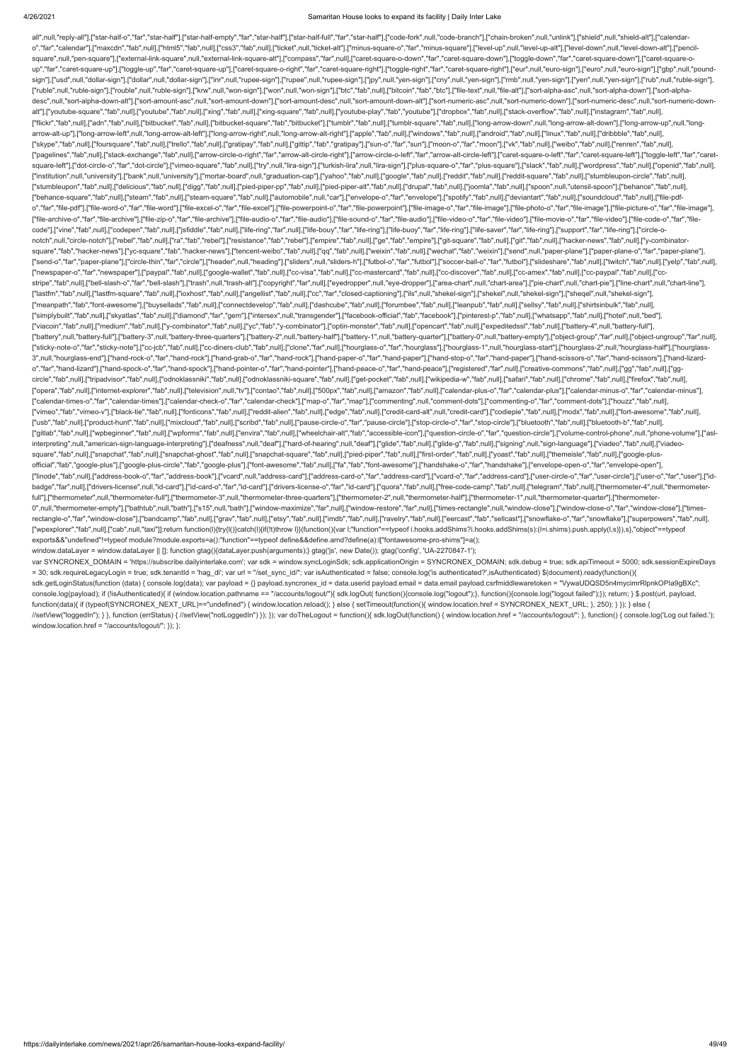```
all",null,"reply-all"],["star-half-o","far","star-half"],["star-half-empty","far","star-half"],["star-half-full","far","star-half"],["code-fork",null,"code-branch"],["chain-broken",null,"unlink"],["shield",null,"shield-alt"],["calendar-o","far","calendar"],["maxcdn","fab",null],["html5","fab",null],["css3","fab",null],["ticket",null,"ticket-alt"],["minus-square-o","far","minus-square"],["level-up",null,"level-up-alt"],["level-down",null,"level-down-alt"],["pencil-square",null,"pen-square"],["external-link-square",null,"external-link-square-alt"],["compass","far",null],["caret-square-o-down","far","caret-square-down"],["toggle-down","far","caret-square-down"],["caret-square-o-up","far","caret-square-up"],["toggle-up","far","caret-square-up"],["caret-square-o-right","far","caret-square-right"],["toggle-right","far","caret-square-right"],["eur",null,"euro-sign"],["euro",null,"euro-sign"],["gbp",null,"pound-sign"],["usd",null,"dollar-sign"],["dollar",null,"dollar-sign"],["inr",null,"rupee-sign"],["rupee",null,"rupee-sign"],["jpy",null,"yen-sign"],["cny",null,"yen-sign"],["rmb",null,"yen-sign"],["yen",null,"yen-sign"],["rub",null,"ruble-sign"],["ruble",null,"ruble-sign"],["rouble",null,"ruble-sign"],["krw",null,"won-sign"],["won",null,"won-sign"],["btc","fab",null],["bitcoin","fab","btc"],["file-text",null,"file-alt"],["sort-alpha-asc",null,"sort-alpha-down"],["sort-alpha-desc",null,"sort-alpha-down-alt"],["sort-amount-asc",null,"sort-amount-down"],["sort-amount-desc",null,"sort-amount-down-alt"],["sort-numeric-asc",null,"sort-numeric-down"],["sort-numeric-desc",null,"sort-numeric-down-alt"],["youtube-square","fab",null],["youtube","fab",null],["xing","fab",null],["xing-square","fab",null],["youtube-play","fab","youtube"],["dropbox","fab",null],["stack-overflow","fab",null],["instagram","fab",null],
["flickr","fab",null],["adn","fab",null],["bitbucket","fab",null],["bitbucket-square","fab","bitbucket"],["tumblr","fab",null],["tumblr-square","fab",null],["long-arrow-down",null,"long-arrow-alt-down"],["long-arrow-up",null,"long-arrow-alt-up"],["long-arrow-left",null,"long-arrow-alt-left"],["long-arrow-right",null,"long-arrow-alt-right"],["apple","fab",null],["windows","fab",null],["android","fab",null],["linux","fab",null],["dribbble","fab",null],
["skype","fab",null],["foursquare","fab",null],["trello","fab",null],["gratipay","fab",null],["gittip","fab","gratipay"],["sun-o","far","sun"],["moon-o","far","moon"],["vk","fab",null],["weibo","fab",null],["renren","fab",null],
["pagelines","fab",null],["stack-exchange","fab",null],["arrow-circle-o-right","far","arrow-alt-circle-right"],["arrow-circle-o-left","far","arrow-alt-circle-left"],["caret-square-o-left","far","caret-square-left"],["toggle-left","far","caret-square-left"],["dot-circle-o","far","dot-circle"],["vimeo-square","fab",null],["try",null,"lira-sign"],["turkish-lira",null,"lira-sign"],["plus-square-o","far","plus-square"],["slack","fab",null],["wordpress","fab",null],["openid","fab",null],
["institution",null,"university"],["bank",null,"university"],["mortar-board",null,"graduation-cap"],["yahoo","fab",null],["google","fab",null],["reddit","fab",null],["reddit-square","fab",null],["stumbleupon-circle","fab",null],
["stumbleupon","fab",null],["delicious","fab",null],["digg","fab",null],["pied-piper-pp","fab",null],["pied-piper-alt","fab",null],["drupal","fab",null],["joomla","fab",null],["spoon",null,"utensil-spoon"],["behance","fab",null],
["behance-square","fab",null],["steam","fab",null],["steam-square","fab",null],["automobile",null,"car"],["envelope-o","far","envelope"],["spotify","fab",null],["deviantart","fab",null],["soundcloud","fab",null],["file-pdf-o","far","file-pdf"],["file-word-o","far","file-word"],["file-excel-o","far","file-excel"],["file-powerpoint-o","far","file-powerpoint"],["file-image-o","far","file-image"],["file-photo-o","far","file-image"],["file-picture-o","far","file-image"],
["file-archive-o","far","file-archive"],["file-zip-o","far","file-archive"],["file-audio-o","far","file-audio"],["file-sound-o","far","file-audio"],["file-video-o","far","file-video"],["file-movie-o","far","file-video"],["file-code-o","far","file-code"],["vine","fab",null],["codepen","fab",null],["jsfiddle","fab",null],["life-ring","far",null],["life-bouy","far","life-ring"],["life-buoy","far","life-ring"],["life-saver","far","life-ring"],["support","far","life-ring"],["circle-o-notch",null,"circle-notch"],["rebel","fab",null],["ra","fab","rebel"],["resistance","fab","rebel"],["empire","fab",null],["ge","fab","empire"],["git-square","fab",null],["git","fab",null],["hacker-news","fab",null],["y-combinator-square","fab","hacker-news"],["yc-square","fab","hacker-news"],["tencent-weibo","fab",null],["qq","fab",null],["weixin","fab",null],["wechat","fab","weixin"],["send",null,"paper-plane"],["paper-plane-o","far","paper-plane"],
["send-o","far","paper-plane"],["circle-thin","far","circle"],["header",null,"heading"],["sliders",null,"sliders-h"],["futbol-o","far","futbol"],["soccer-ball-o","far","futbol"],["slideshare","fab",null],["twitch","fab",null],["yelp","fab",null],
["newspaper-o","far","newspaper"],["paypal","fab",null],["google-wallet","fab",null],["cc-visa","fab",null],["cc-mastercard","fab",null],["cc-discover","fab",null],["cc-amex","fab",null],["cc-paypal","fab",null],["cc-stripe","fab",null],["bell-slash-o","far","bell-slash"],["trash",null,"trash-alt"],["copyright","far",null],["eyedropper",null,"eye-dropper"],["area-chart",null,"chart-area"],["pie-chart",null,"chart-pie"],["line-chart",null,"chart-line"],
["lastfm","fab",null],["lastfm-square","fab",null],["ioxhost","fab",null],["angellist","fab",null],["cc","far","closed-captioning"],["ils",null,"shekel-sign"],["shekel",null,"shekel-sign"],["sheqel",null,"shekel-sign"],
["meanpath","fab","font-awesome"],["buysellads","fab",null],["connectdevelop","fab",null],["dashcube","fab",null],["forumbee","fab",null],["leanpub","fab",null],["sellsy","fab",null],["shirtsinbulk","fab",null],
["simplybuilt","fab",null],["skyatlas","fab",null],["diamond","far","gem"],["intersex",null,"transgender"],["facebook-official","fab","facebook"],["pinterest-p","fab",null],["whatsapp","fab",null],["hotel",null,"bed"],
["viacoin","fab",null],["medium","fab",null],["y-combinator","fab",null],["yc","fab","y-combinator"],["optin-monster","fab",null],["opencart","fab",null],["expeditedssl","fab",null],["battery-4",null,"battery-full"],
["battery",null,"battery-full"],["battery-3",null,"battery-three-quarters"],["battery-2",null,"battery-half"],["battery-1",null,"battery-quarter"],["battery-0",null,"battery-empty"],["object-group","far",null],["object-ungroup","far",null],
["sticky-note-o","far","sticky-note"],["cc-jcb","fab",null],["cc-diners-club","fab",null],["clone","far",null],["hourglass-o","far","hourglass"],["hourglass-1",null,"hourglass-start"],["hourglass-2",null,"hourglass-half"],["hourglass-3",null,"hourglass-end"],["hand-rock-o","far","hand-rock"],["hand-grab-o","far","hand-rock"],["hand-paper-o","far","hand-paper"],["hand-stop-o","far","hand-paper"],["hand-scissors-o","far","hand-scissors"],["hand-lizard-o","far","hand-lizard"],["hand-spock-o","far","hand-spock"],["hand-pointer-o","far","hand-pointer"],["hand-peace-o","far","hand-peace"],["registered","far",null],["creative-commons","fab",null],["gg","fab",null],["gg-circle","fab",null],["tripadvisor","fab",null],["odnoklassniki","fab",null],["odnoklassniki-square","fab",null],["get-pocket","fab",null],["wikipedia-w","fab",null],["safari","fab",null],["chrome","fab",null],["firefox","fab",null],
["opera","fab",null],["internet-explorer","fab",null],["television",null,"tv"],["contao","fab",null],["500px","fab",null],["amazon","fab",null],["calendar-plus-o","far","calendar-plus"],["calendar-minus-o","far","calendar-minus"],
["calendar-times-o","far","calendar-times"],["calendar-check-o","far","calendar-check"],["map-o","far","map"],["commenting",null,"comment-dots"],["commenting-o","far","comment-dots"],["houzz","fab",null],
["vimeo","fab","vimeo-v"],["black-tie","fab",null],["fonticons","fab",null],["reddit-alien","fab",null],["edge","fab",null],["credit-card-alt",null,"credit-card"],["codiepie","fab",null],["modx","fab",null],["fort-awesome","fab",null],
["usb","fab",null],["product-hunt","fab",null],["mixcloud","fab",null],["scribd","fab",null],["pause-circle-o","far","pause-circle"],["stop-circle-o","far","stop-circle"],["bluetooth","fab",null],["bluetooth-b","fab",null],
["gitlab","fab",null],["wpbeginner","fab",null],["wpforms","fab",null],["envira","fab",null],["wheelchair-alt","fab","accessible-icon"],["question-circle-o","far","question-circle"],["volume-control-phone",null,"phone-volume"],["asl-interpreting",null,"american-sign-language-interpreting"],["deafness",null,"deaf"],["hard-of-hearing",null,"deaf"],["glide","fab",null],["glide-g","fab",null],["signing",null,"sign-language"],["viadeo","fab",null],["viadeo-square","fab",null],["snapchat","fab",null],["snapchat-ghost","fab",null],["snapchat-square","fab",null],["pied-piper","fab",null],["first-order","fab",null],["yoast","fab",null],["themeisle","fab",null],["google-plus-official","fab","google-plus"],["google-plus-circle","fab","google-plus"],["font-awesome","fab",null],["fa","fab","font-awesome"],["handshake-o","far","handshake"],["envelope-open-o","far","envelope-open"],
["linode","fab",null],["address-book-o","far","address-book"],["vcard",null,"address-card"],["address-card-o","far","address-card"],["vcard-o","far","address-card"],["user-circle-o","far","user-circle"],["user-o","far","user"],["id-badge","far",null],["drivers-license",null,"id-card"],["id-card-o","far","id-card"],["drivers-license-o","far","id-card"],["quora","fab",null],["free-code-camp","fab",null],["telegram","fab",null],["thermometer-4",null,"thermometer-full"],["thermometer",null,"thermometer-full"],["thermometer-3",null,"thermometer-three-quarters"],["thermometer-2",null,"thermometer-half"],["thermometer-1",null,"thermometer-quarter"],["thermometer-0",null,"thermometer-empty"],["bathtub",null,"bath"],["s15",null,"bath"],["window-maximize","far",null],["window-restore","far",null],["times-rectangle",null,"window-close"],["window-close-o","far","window-close"],["times-rectangle-o","far","window-close"],["bandcamp","fab",null],["grav","fab",null],["etsy","fab",null],["imdb","fab",null],["ravelry","fab",null],["eercast","fab","sellcast"],["snowflake-o","far","snowflake"],["superpowers","fab",null],
["wpexplorer","fab",null],["cab",null,"taxi"]];return function(l){try{l()}catch(l){if(!t)throw l}}(function(){var l;"function"==typeof i.hooks.addShims?i.hooks.addShims(s):(l=i.shims).push.apply(l,s)}),s},"object"==typeof exports&&"undefined"!=typeof module?module.exports=a():"function"==typeof define&&define.amd?define(a):l["fontawesome-pro-shims"]=a();
window.dataLayer = window.dataLayer || []; function gtag(){dataLayer.push(arguments);} gtag('js', new Date()); gtag('config', 'UA-2270847-1');
var SYNCRONEX_DOMAIN = 'https://subscribe.dailyinterlake.com'; var sdk = window.syncLoginSdk; sdk.applicationOrigin = SYNCRONEX_DOMAIN; sdk.debug = true; sdk.apiTimeout = 5000; sdk.sessionExpireDays = 30; sdk.requireLegacyLogin = true; sdk.tenantId = 'hag_di'; var url = "/set_sync_id/"; var isAuthenticated = false; console.log('is authenticated?',isAuthenticated) $(document).ready(function(){
sdk.getLoginStatus(function (data) { console.log(data); var payload = {} payload.syncronex_id = data.userid payload.email = data.email payload.csrfmiddlewaretoken = "VywaUDQSD5n4mycimrRlpnkOPIa9gBXc";
console.log(payload); if (!isAuthenticated){ if (window.location.pathname == "/accounts/logout/"){ sdk.logOut( function(){console.log("logout");}, function(){console.log("logout failed");}); return; } $.post(url, payload,
function(data){ if (typeof(SYNCRONEX_NEXT_URL)=="undefined") { window.location.reload(); } else { setTimeout(function(){ window.location.href = SYNCRONEX_NEXT_URL; }, 250); } }); } else {
//setView("loggedIn"); } }, function (errStatus) { //setView("notLoggedIn") }); }); var doTheLogout = function(){ sdk.logOut(function() { window.location.href = "/accounts/logout/"; }, function() { console.log('Log out failed.');
window.location.href = "/accounts/logout/"; }); };
```